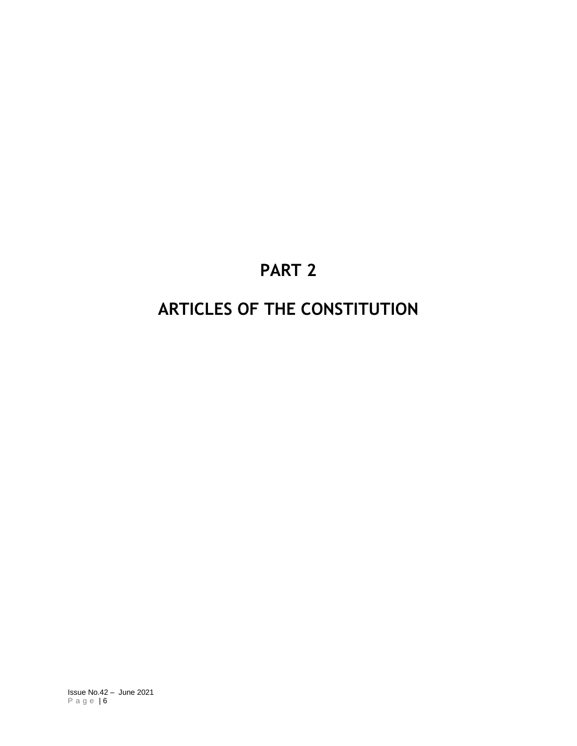# PART 2

# ARTICLES OF THE CONSTITUTION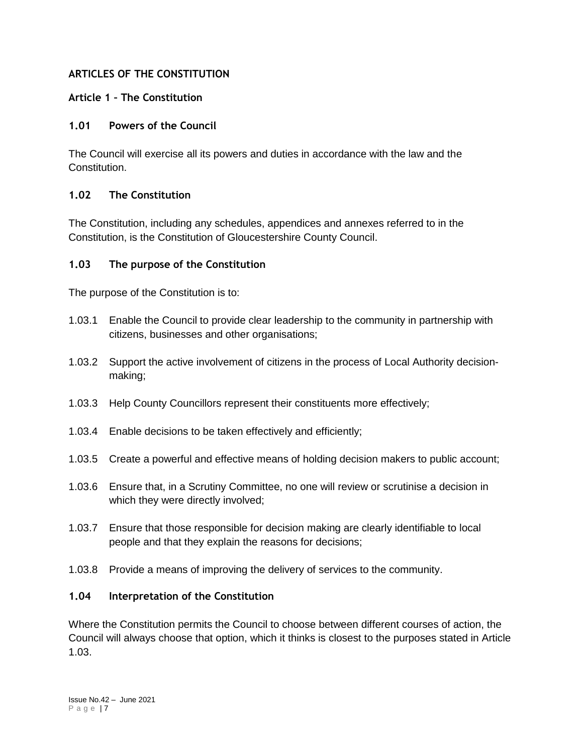## ARTICLES OF THE CONSTITUTION

### Article 1 – The Constitution

#### 1.01 Powers of the Council

The Council will exercise all its powers and duties in accordance with the law and the Constitution.

#### 1.02 The Constitution

The Constitution, including any schedules, appendices and annexes referred to in the Constitution, is the Constitution of Gloucestershire County Council.

#### 1.03 The purpose of the Constitution

The purpose of the Constitution is to:

1.03.1 Enable the Council to provide clear leadership to the community in partnership with citizens, businesses and other organisations;

1.03.2 Support the active involvement of citizens in the process of Local Authority decision-making;

1.03.3 Help County Councillors represent their constituents more effectively;

1.03.4 Enable decisions to be taken effectively and efficiently;

1.03.5 Create a powerful and effective means of holding decision makers to public account;

1.03.6 Ensure that, in a Scrutiny Committee, no one will review or scrutinise a decision in which they were directly involved;

1.03.7 Ensure that those responsible for decision making are clearly identifiable to local people and that they explain the reasons for decisions;

1.03.8 Provide a means of improving the delivery of services to the community.

#### 1.04 Interpretation of the Constitution

Where the Constitution permits the Council to choose between different courses of action, the Council will always choose that option, which it thinks is closest to the purposes stated in Article 1.03.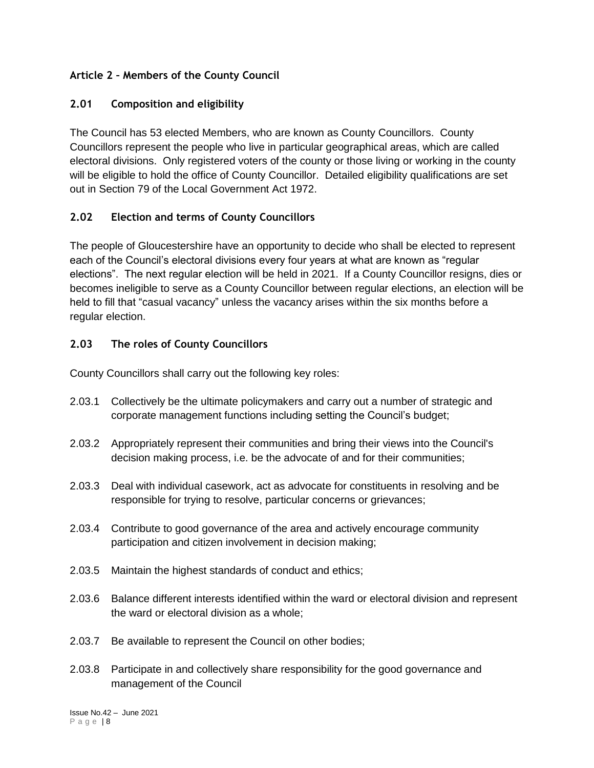## Article 2 – Members of the County Council

### 2.01 Composition and eligibility

The Council has 53 elected Members, who are known as County Councillors. County Councillors represent the people who live in particular geographical areas, which are called electoral divisions. Only registered voters of the county or those living or working in the county will be eligible to hold the office of County Councillor. Detailed eligibility qualifications are set out in Section 79 of the Local Government Act 1972.

### 2.02 Election and terms of County Councillors

The people of Gloucestershire have an opportunity to decide who shall be elected to represent each of the Council's electoral divisions every four years at what are known as "regular elections". The next regular election will be held in 2021. If a County Councillor resigns, dies or becomes ineligible to serve as a County Councillor between regular elections, an election will be held to fill that "casual vacancy" unless the vacancy arises within the six months before a regular election.

### 2.03 The roles of County Councillors

County Councillors shall carry out the following key roles:

2.03.1 Collectively be the ultimate policymakers and carry out a number of strategic and corporate management functions including setting the Council's budget;

2.03.2 Appropriately represent their communities and bring their views into the Council's decision making process, i.e. be the advocate of and for their communities;

2.03.3 Deal with individual casework, act as advocate for constituents in resolving and be responsible for trying to resolve, particular concerns or grievances;

2.03.4 Contribute to good governance of the area and actively encourage community participation and citizen involvement in decision making;

2.03.5 Maintain the highest standards of conduct and ethics;

2.03.6 Balance different interests identified within the ward or electoral division and represent the ward or electoral division as a whole;

2.03.7 Be available to represent the Council on other bodies;

2.03.8 Participate in and collectively share responsibility for the good governance and management of the Council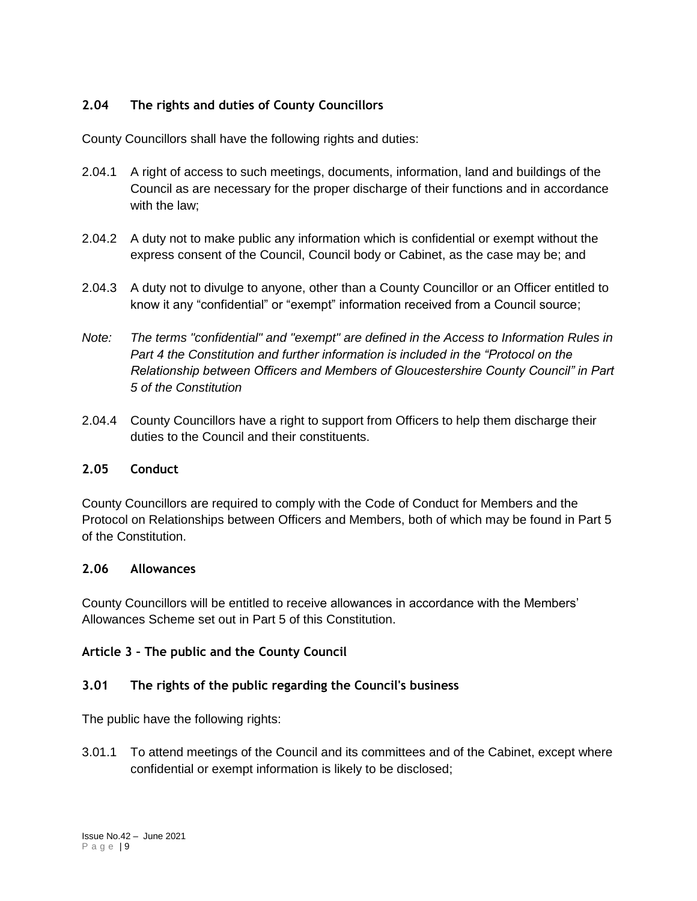### 2.04 The rights and duties of County Councillors

County Councillors shall have the following rights and duties:

2.04.1 A right of access to such meetings, documents, information, land and buildings of the Council as are necessary for the proper discharge of their functions and in accordance with the law;

2.04.2 A duty not to make public any information which is confidential or exempt without the express consent of the Council, Council body or Cabinet, as the case may be; and

2.04.3 A duty not to divulge to anyone, other than a County Councillor or an Officer entitled to know it any "confidential" or "exempt" information received from a Council source;

*Note: The terms "confidential" and "exempt" are defined in the Access to Information Rules in Part 4 the Constitution and further information is included in the "Protocol on the Relationship between Officers and Members of Gloucestershire County Council" in Part 5 of the Constitution*

2.04.4 County Councillors have a right to support from Officers to help them discharge their duties to the Council and their constituents.

### 2.05 Conduct

County Councillors are required to comply with the Code of Conduct for Members and the Protocol on Relationships between Officers and Members, both of which may be found in Part 5 of the Constitution.

### 2.06 Allowances

County Councillors will be entitled to receive allowances in accordance with the Members' Allowances Scheme set out in Part 5 of this Constitution.

## Article 3 – The public and the County Council

### 3.01 The rights of the public regarding the Council's business

The public have the following rights:

3.01.1 To attend meetings of the Council and its committees and of the Cabinet, except where confidential or exempt information is likely to be disclosed;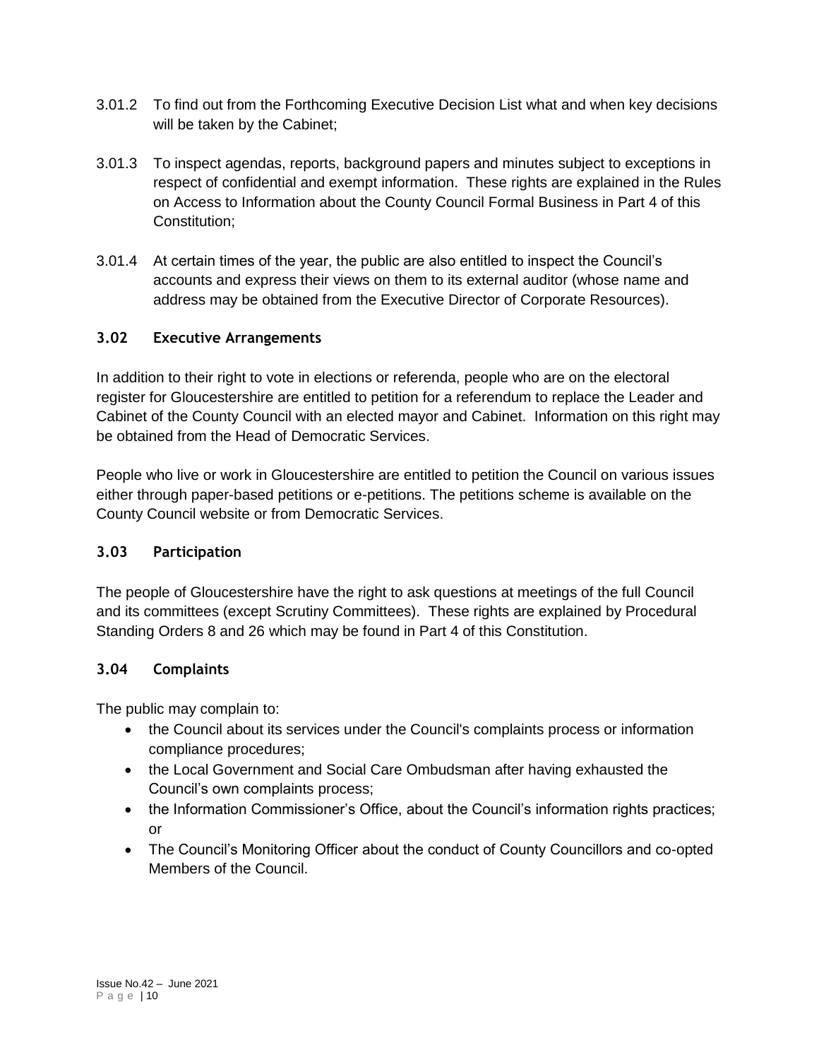3.01.2 To find out from the Forthcoming Executive Decision List what and when key decisions will be taken by the Cabinet;

3.01.3 To inspect agendas, reports, background papers and minutes subject to exceptions in respect of confidential and exempt information. These rights are explained in the Rules on Access to Information about the County Council Formal Business in Part 4 of this Constitution;

3.01.4 At certain times of the year, the public are also entitled to inspect the Council's accounts and express their views on them to its external auditor (whose name and address may be obtained from the Executive Director of Corporate Resources).

### 3.02 Executive Arrangements

In addition to their right to vote in elections or referenda, people who are on the electoral register for Gloucestershire are entitled to petition for a referendum to replace the Leader and Cabinet of the County Council with an elected mayor and Cabinet. Information on this right may be obtained from the Head of Democratic Services.

People who live or work in Gloucestershire are entitled to petition the Council on various issues either through paper-based petitions or e-petitions. The petitions scheme is available on the County Council website or from Democratic Services.

### 3.03 Participation

The people of Gloucestershire have the right to ask questions at meetings of the full Council and its committees (except Scrutiny Committees). These rights are explained by Procedural Standing Orders 8 and 26 which may be found in Part 4 of this Constitution.

### 3.04 Complaints

The public may complain to:

- the Council about its services under the Council's complaints process or information compliance procedures;
- the Local Government and Social Care Ombudsman after having exhausted the Council's own complaints process;
- the Information Commissioner's Office, about the Council's information rights practices; or
- The Council's Monitoring Officer about the conduct of County Councillors and co-opted Members of the Council.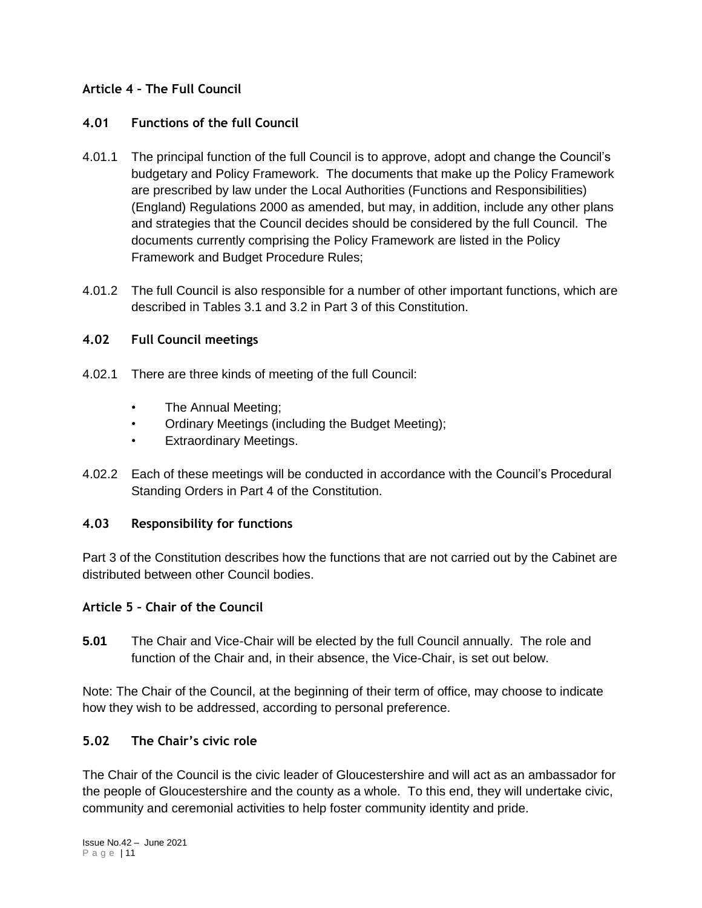## Article 4 – The Full Council

### 4.01 Functions of the full Council

4.01.1 The principal function of the full Council is to approve, adopt and change the Council's budgetary and Policy Framework. The documents that make up the Policy Framework are prescribed by law under the Local Authorities (Functions and Responsibilities) (England) Regulations 2000 as amended, but may, in addition, include any other plans and strategies that the Council decides should be considered by the full Council. The documents currently comprising the Policy Framework are listed in the Policy Framework and Budget Procedure Rules;

4.01.2 The full Council is also responsible for a number of other important functions, which are described in Tables 3.1 and 3.2 in Part 3 of this Constitution.

### 4.02 Full Council meetings

4.02.1 There are three kinds of meeting of the full Council:

- The Annual Meeting;
- Ordinary Meetings (including the Budget Meeting);
- Extraordinary Meetings.

4.02.2 Each of these meetings will be conducted in accordance with the Council's Procedural Standing Orders in Part 4 of the Constitution.

### 4.03 Responsibility for functions

Part 3 of the Constitution describes how the functions that are not carried out by the Cabinet are distributed between other Council bodies.

## Article 5 – Chair of the Council

**5.01** The Chair and Vice-Chair will be elected by the full Council annually. The role and function of the Chair and, in their absence, the Vice-Chair, is set out below.

Note: The Chair of the Council, at the beginning of their term of office, may choose to indicate how they wish to be addressed, according to personal preference.

### 5.02 The Chair's civic role

The Chair of the Council is the civic leader of Gloucestershire and will act as an ambassador for the people of Gloucestershire and the county as a whole. To this end, they will undertake civic, community and ceremonial activities to help foster community identity and pride.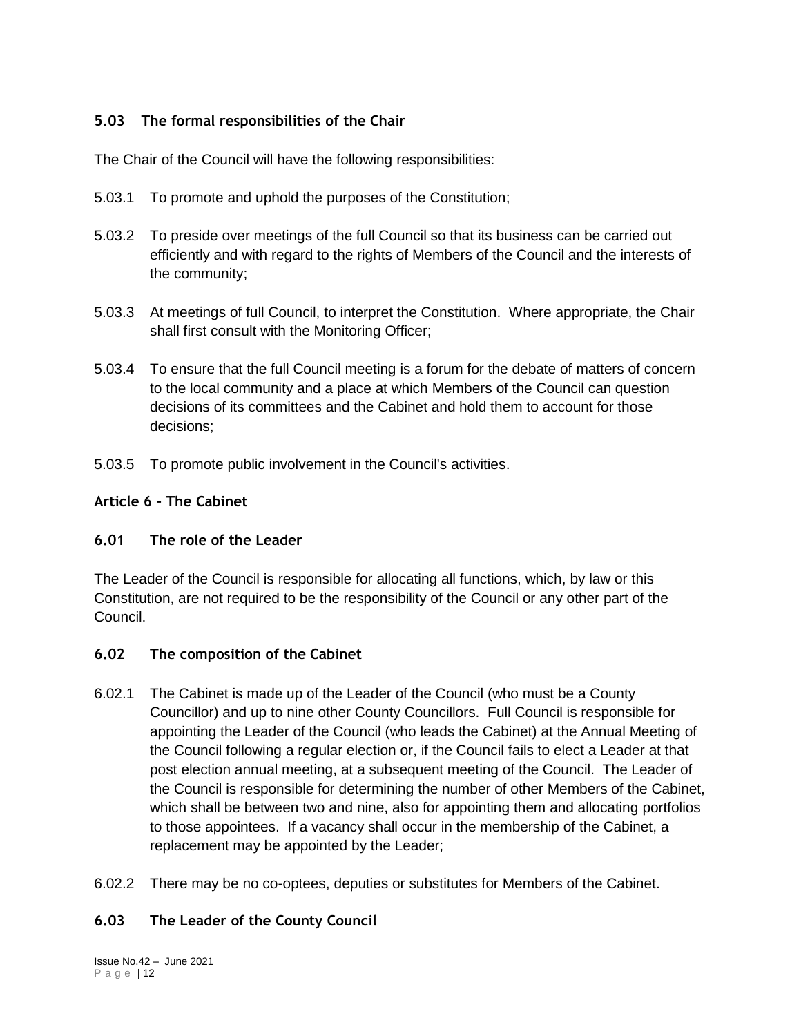### 5.03 The formal responsibilities of the Chair

The Chair of the Council will have the following responsibilities:

5.03.1 To promote and uphold the purposes of the Constitution;

5.03.2 To preside over meetings of the full Council so that its business can be carried out efficiently and with regard to the rights of Members of the Council and the interests of the community;

5.03.3 At meetings of full Council, to interpret the Constitution. Where appropriate, the Chair shall first consult with the Monitoring Officer;

5.03.4 To ensure that the full Council meeting is a forum for the debate of matters of concern to the local community and a place at which Members of the Council can question decisions of its committees and the Cabinet and hold them to account for those decisions;

5.03.5 To promote public involvement in the Council's activities.

## Article 6 – The Cabinet

### 6.01 The role of the Leader

The Leader of the Council is responsible for allocating all functions, which, by law or this Constitution, are not required to be the responsibility of the Council or any other part of the Council.

### 6.02 The composition of the Cabinet

6.02.1 The Cabinet is made up of the Leader of the Council (who must be a County Councillor) and up to nine other County Councillors. Full Council is responsible for appointing the Leader of the Council (who leads the Cabinet) at the Annual Meeting of the Council following a regular election or, if the Council fails to elect a Leader at that post election annual meeting, at a subsequent meeting of the Council. The Leader of the Council is responsible for determining the number of other Members of the Cabinet, which shall be between two and nine, also for appointing them and allocating portfolios to those appointees. If a vacancy shall occur in the membership of the Cabinet, a replacement may be appointed by the Leader;

6.02.2 There may be no co-optees, deputies or substitutes for Members of the Cabinet.

### 6.03 The Leader of the County Council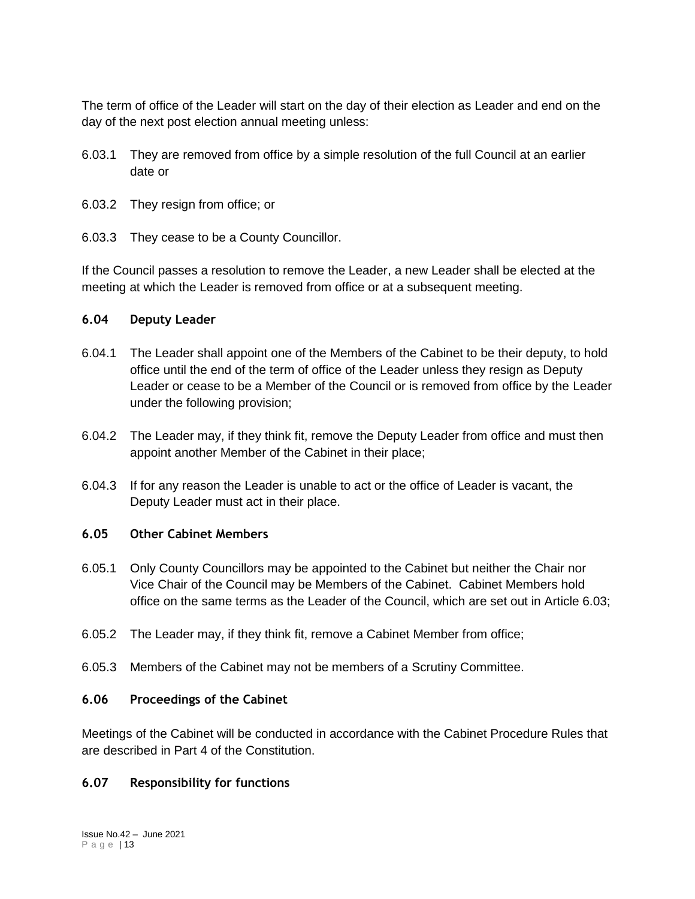The term of office of the Leader will start on the day of their election as Leader and end on the day of the next post election annual meeting unless:

6.03.1 They are removed from office by a simple resolution of the full Council at an earlier date or

6.03.2 They resign from office; or

6.03.3 They cease to be a County Councillor.

If the Council passes a resolution to remove the Leader, a new Leader shall be elected at the meeting at which the Leader is removed from office or at a subsequent meeting.

### 6.04 Deputy Leader

6.04.1 The Leader shall appoint one of the Members of the Cabinet to be their deputy, to hold office until the end of the term of office of the Leader unless they resign as Deputy Leader or cease to be a Member of the Council or is removed from office by the Leader under the following provision;

6.04.2 The Leader may, if they think fit, remove the Deputy Leader from office and must then appoint another Member of the Cabinet in their place;

6.04.3 If for any reason the Leader is unable to act or the office of Leader is vacant, the Deputy Leader must act in their place.

### 6.05 Other Cabinet Members

6.05.1 Only County Councillors may be appointed to the Cabinet but neither the Chair nor Vice Chair of the Council may be Members of the Cabinet. Cabinet Members hold office on the same terms as the Leader of the Council, which are set out in Article 6.03;

6.05.2 The Leader may, if they think fit, remove a Cabinet Member from office;

6.05.3 Members of the Cabinet may not be members of a Scrutiny Committee.

### 6.06 Proceedings of the Cabinet

Meetings of the Cabinet will be conducted in accordance with the Cabinet Procedure Rules that are described in Part 4 of the Constitution.

### 6.07 Responsibility for functions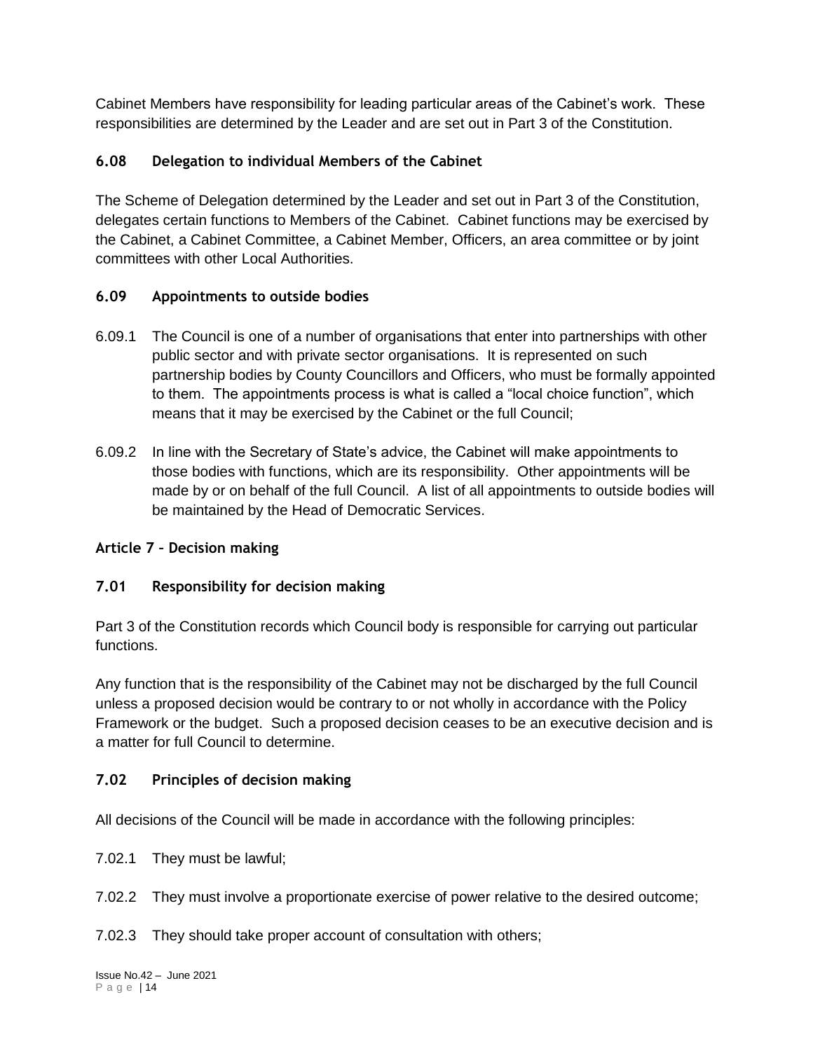Cabinet Members have responsibility for leading particular areas of the Cabinet's work. These responsibilities are determined by the Leader and are set out in Part 3 of the Constitution.

### 6.08 Delegation to individual Members of the Cabinet

The Scheme of Delegation determined by the Leader and set out in Part 3 of the Constitution, delegates certain functions to Members of the Cabinet. Cabinet functions may be exercised by the Cabinet, a Cabinet Committee, a Cabinet Member, Officers, an area committee or by joint committees with other Local Authorities.

### 6.09 Appointments to outside bodies

6.09.1 The Council is one of a number of organisations that enter into partnerships with other public sector and with private sector organisations. It is represented on such partnership bodies by County Councillors and Officers, who must be formally appointed to them. The appointments process is what is called a "local choice function", which means that it may be exercised by the Cabinet or the full Council;

6.09.2 In line with the Secretary of State's advice, the Cabinet will make appointments to those bodies with functions, which are its responsibility. Other appointments will be made by or on behalf of the full Council. A list of all appointments to outside bodies will be maintained by the Head of Democratic Services.

## Article 7 – Decision making

### 7.01 Responsibility for decision making

Part 3 of the Constitution records which Council body is responsible for carrying out particular functions.

Any function that is the responsibility of the Cabinet may not be discharged by the full Council unless a proposed decision would be contrary to or not wholly in accordance with the Policy Framework or the budget. Such a proposed decision ceases to be an executive decision and is a matter for full Council to determine.

### 7.02 Principles of decision making

All decisions of the Council will be made in accordance with the following principles:

7.02.1 They must be lawful;

7.02.2 They must involve a proportionate exercise of power relative to the desired outcome;

7.02.3 They should take proper account of consultation with others;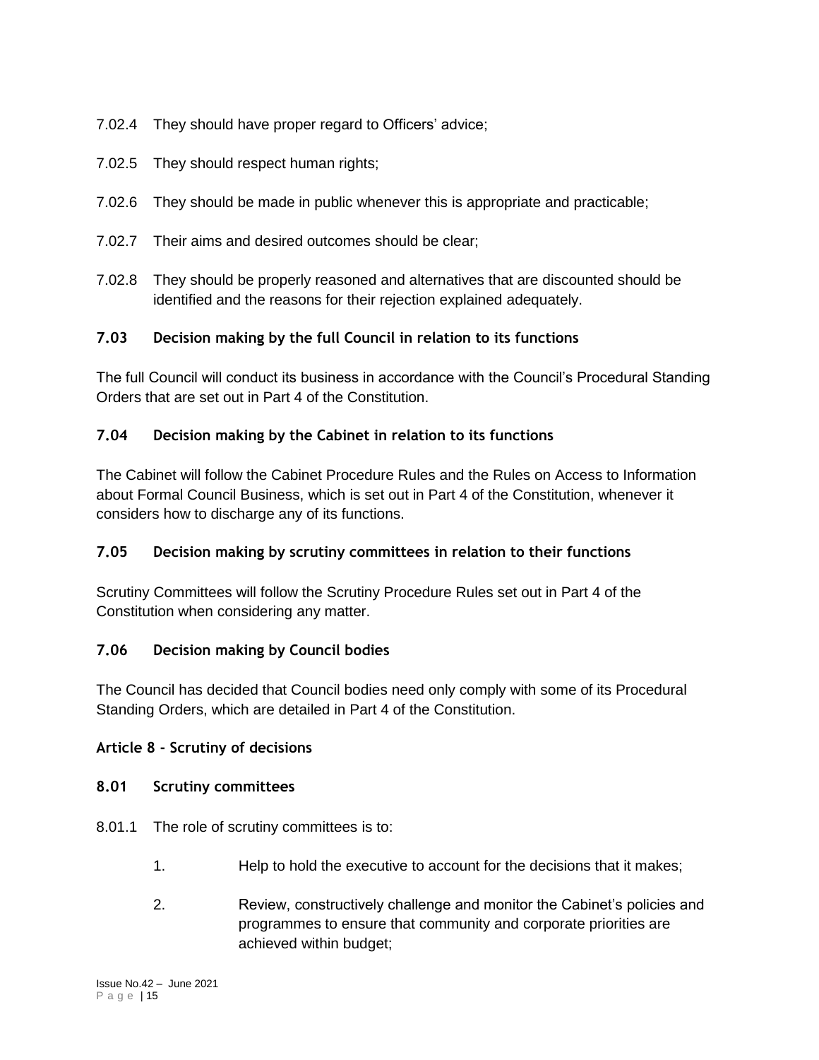7.02.4 They should have proper regard to Officers' advice;

7.02.5 They should respect human rights;

7.02.6 They should be made in public whenever this is appropriate and practicable;

7.02.7 Their aims and desired outcomes should be clear;

7.02.8 They should be properly reasoned and alternatives that are discounted should be identified and the reasons for their rejection explained adequately.

### 7.03 Decision making by the full Council in relation to its functions

The full Council will conduct its business in accordance with the Council's Procedural Standing Orders that are set out in Part 4 of the Constitution.

### 7.04 Decision making by the Cabinet in relation to its functions

The Cabinet will follow the Cabinet Procedure Rules and the Rules on Access to Information about Formal Council Business, which is set out in Part 4 of the Constitution, whenever it considers how to discharge any of its functions.

### 7.05 Decision making by scrutiny committees in relation to their functions

Scrutiny Committees will follow the Scrutiny Procedure Rules set out in Part 4 of the Constitution when considering any matter.

### 7.06 Decision making by Council bodies

The Council has decided that Council bodies need only comply with some of its Procedural Standing Orders, which are detailed in Part 4 of the Constitution.

## Article 8 - Scrutiny of decisions

### 8.01 Scrutiny committees

8.01.1 The role of scrutiny committees is to:

1. Help to hold the executive to account for the decisions that it makes;
2. Review, constructively challenge and monitor the Cabinet's policies and programmes to ensure that community and corporate priorities are achieved within budget;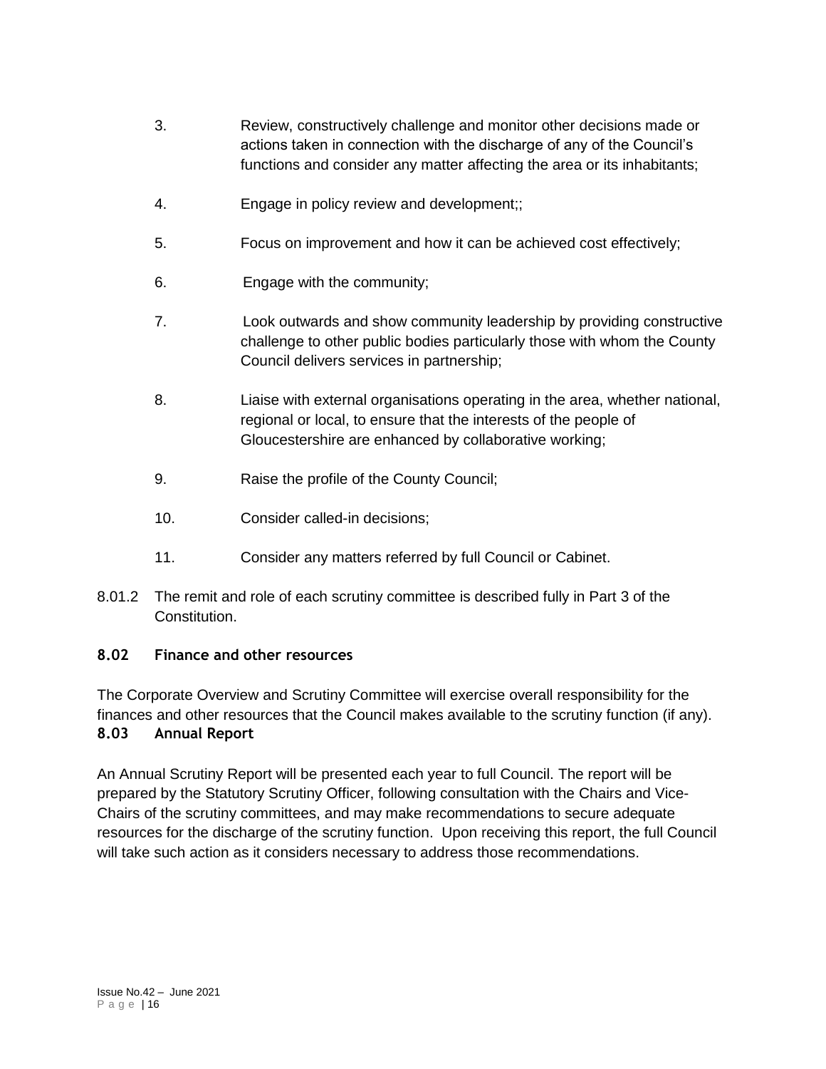3. Review, constructively challenge and monitor other decisions made or actions taken in connection with the discharge of any of the Council's functions and consider any matter affecting the area or its inhabitants;

4. Engage in policy review and development;;

5. Focus on improvement and how it can be achieved cost effectively;

6. Engage with the community;

7. Look outwards and show community leadership by providing constructive challenge to other public bodies particularly those with whom the County Council delivers services in partnership;

8. Liaise with external organisations operating in the area, whether national, regional or local, to ensure that the interests of the people of Gloucestershire are enhanced by collaborative working;

9. Raise the profile of the County Council;

10. Consider called-in decisions;

11. Consider any matters referred by full Council or Cabinet.

8.01.2 The remit and role of each scrutiny committee is described fully in Part 3 of the Constitution.

### 8.02 Finance and other resources

The Corporate Overview and Scrutiny Committee will exercise overall responsibility for the finances and other resources that the Council makes available to the scrutiny function (if any).

### 8.03 Annual Report

An Annual Scrutiny Report will be presented each year to full Council. The report will be prepared by the Statutory Scrutiny Officer, following consultation with the Chairs and Vice-Chairs of the scrutiny committees, and may make recommendations to secure adequate resources for the discharge of the scrutiny function. Upon receiving this report, the full Council will take such action as it considers necessary to address those recommendations.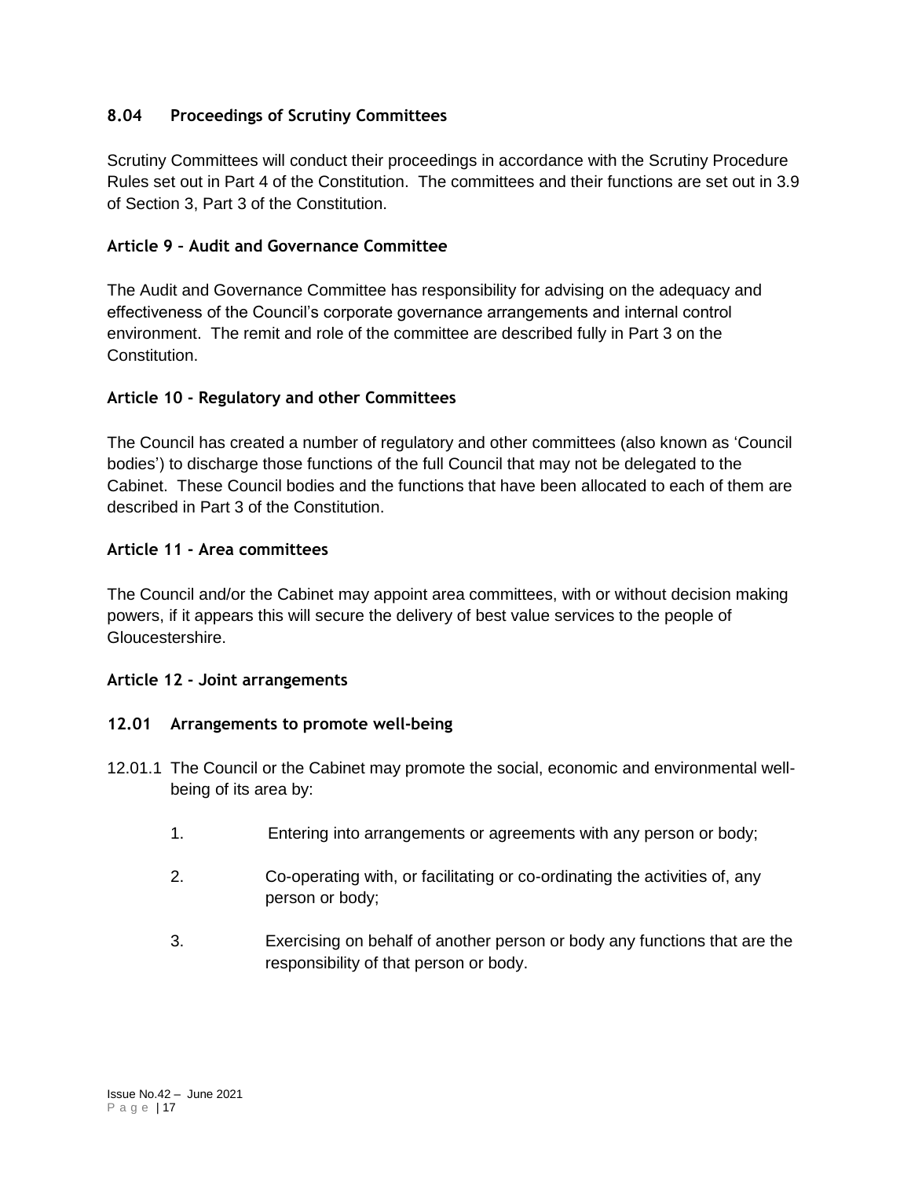### 8.04 Proceedings of Scrutiny Committees

Scrutiny Committees will conduct their proceedings in accordance with the Scrutiny Procedure Rules set out in Part 4 of the Constitution. The committees and their functions are set out in 3.9 of Section 3, Part 3 of the Constitution.

## Article 9 – Audit and Governance Committee

The Audit and Governance Committee has responsibility for advising on the adequacy and effectiveness of the Council's corporate governance arrangements and internal control environment. The remit and role of the committee are described fully in Part 3 on the Constitution.

## Article 10 - Regulatory and other Committees

The Council has created a number of regulatory and other committees (also known as 'Council bodies') to discharge those functions of the full Council that may not be delegated to the Cabinet. These Council bodies and the functions that have been allocated to each of them are described in Part 3 of the Constitution.

## Article 11 - Area committees

The Council and/or the Cabinet may appoint area committees, with or without decision making powers, if it appears this will secure the delivery of best value services to the people of Gloucestershire.

## Article 12 - Joint arrangements

### 12.01 Arrangements to promote well-being

12.01.1 The Council or the Cabinet may promote the social, economic and environmental well-being of its area by:

1. Entering into arrangements or agreements with any person or body;
2. Co-operating with, or facilitating or co-ordinating the activities of, any person or body;
3. Exercising on behalf of another person or body any functions that are the responsibility of that person or body.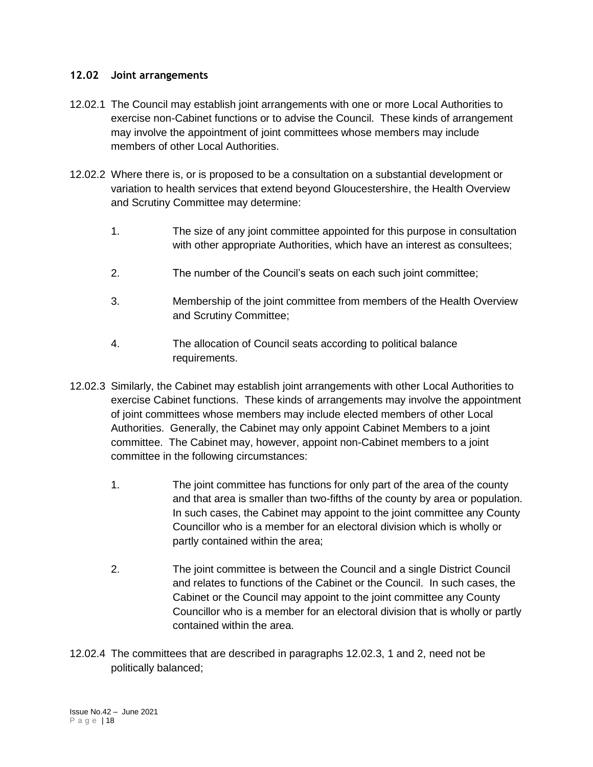## 12.02 Joint arrangements

12.02.1 The Council may establish joint arrangements with one or more Local Authorities to exercise non-Cabinet functions or to advise the Council. These kinds of arrangement may involve the appointment of joint committees whose members may include members of other Local Authorities.

12.02.2 Where there is, or is proposed to be a consultation on a substantial development or variation to health services that extend beyond Gloucestershire, the Health Overview and Scrutiny Committee may determine:

1. The size of any joint committee appointed for this purpose in consultation with other appropriate Authorities, which have an interest as consultees;
2. The number of the Council's seats on each such joint committee;
3. Membership of the joint committee from members of the Health Overview and Scrutiny Committee;
4. The allocation of Council seats according to political balance requirements.

12.02.3 Similarly, the Cabinet may establish joint arrangements with other Local Authorities to exercise Cabinet functions. These kinds of arrangements may involve the appointment of joint committees whose members may include elected members of other Local Authorities. Generally, the Cabinet may only appoint Cabinet Members to a joint committee. The Cabinet may, however, appoint non-Cabinet members to a joint committee in the following circumstances:

1. The joint committee has functions for only part of the area of the county and that area is smaller than two-fifths of the county by area or population. In such cases, the Cabinet may appoint to the joint committee any County Councillor who is a member for an electoral division which is wholly or partly contained within the area;
2. The joint committee is between the Council and a single District Council and relates to functions of the Cabinet or the Council. In such cases, the Cabinet or the Council may appoint to the joint committee any County Councillor who is a member for an electoral division that is wholly or partly contained within the area.

12.02.4 The committees that are described in paragraphs 12.02.3, 1 and 2, need not be politically balanced;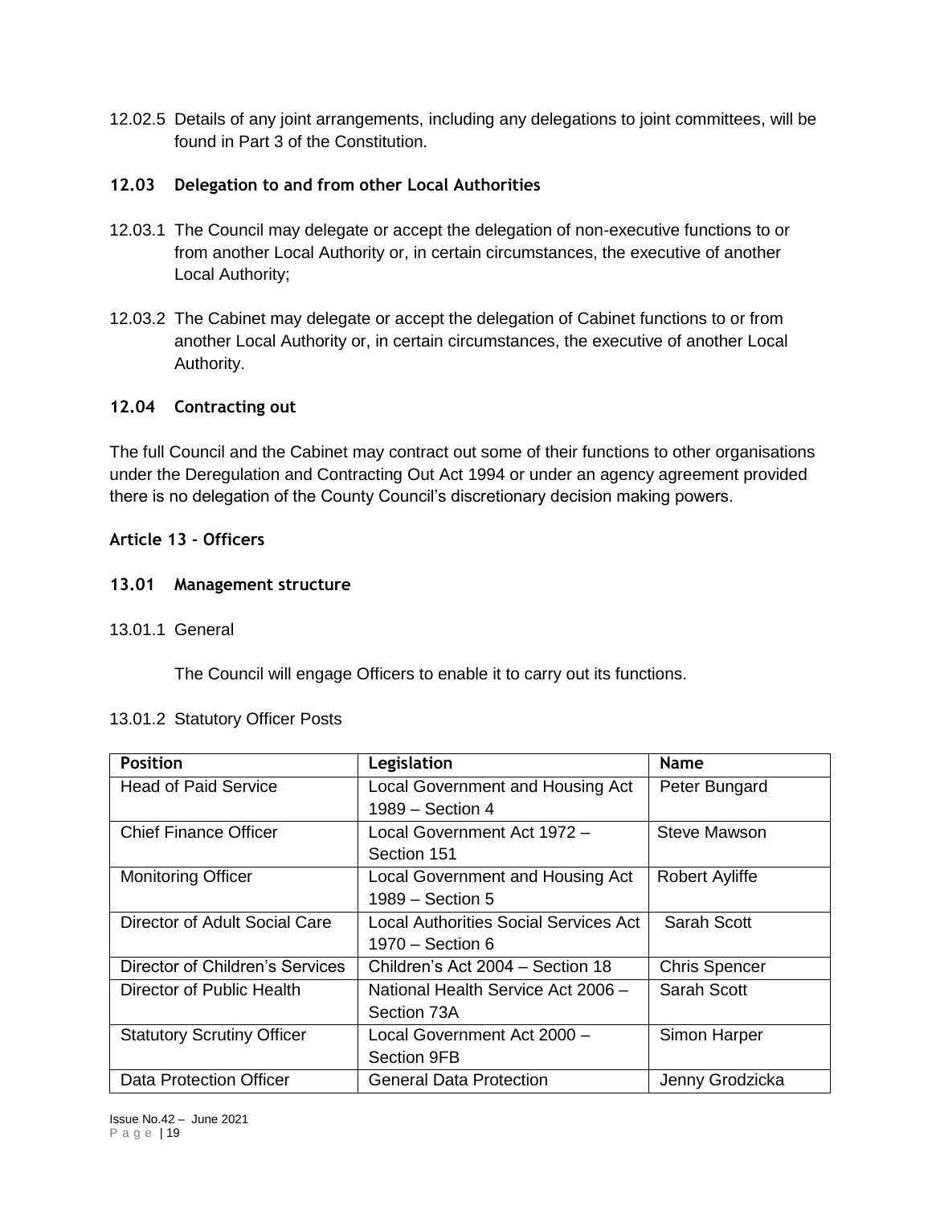12.02.5 Details of any joint arrangements, including any delegations to joint committees, will be found in Part 3 of the Constitution.

### 12.03 Delegation to and from other Local Authorities

12.03.1 The Council may delegate or accept the delegation of non-executive functions to or from another Local Authority or, in certain circumstances, the executive of another Local Authority;

12.03.2 The Cabinet may delegate or accept the delegation of Cabinet functions to or from another Local Authority or, in certain circumstances, the executive of another Local Authority.

### 12.04 Contracting out

The full Council and the Cabinet may contract out some of their functions to other organisations under the Deregulation and Contracting Out Act 1994 or under an agency agreement provided there is no delegation of the County Council's discretionary decision making powers.

## Article 13 - Officers

### 13.01 Management structure

13.01.1 General

The Council will engage Officers to enable it to carry out its functions.

13.01.2 Statutory Officer Posts

| Position | Legislation | Name |
|---|---|---|
| Head of Paid Service | Local Government and Housing Act 1989 – Section 4 | Peter Bungard |
| Chief Finance Officer | Local Government Act 1972 – Section 151 | Steve Mawson |
| Monitoring Officer | Local Government and Housing Act 1989 – Section 5 | Robert Ayliffe |
| Director of Adult Social Care | Local Authorities Social Services Act 1970 – Section 6 | Sarah Scott |
| Director of Children's Services | Children's Act 2004 – Section 18 | Chris Spencer |
| Director of Public Health | National Health Service Act 2006 – Section 73A | Sarah Scott |
| Statutory Scrutiny Officer | Local Government Act 2000 – Section 9FB | Simon Harper |
| Data Protection Officer | General Data Protection | Jenny Grodzicka |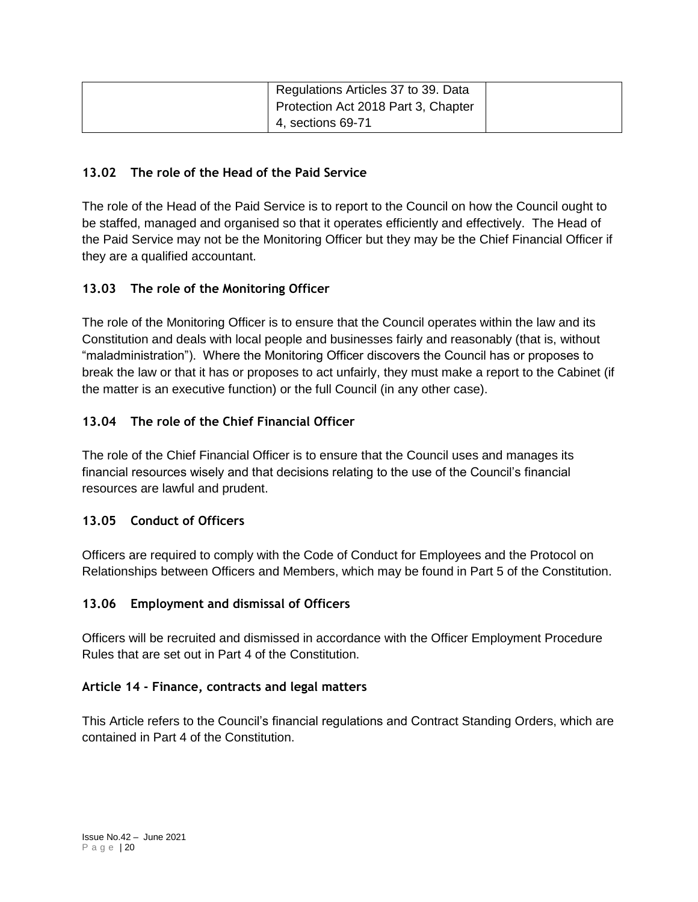| | Regulations Articles 37 to 39. Data Protection Act 2018 Part 3, Chapter 4, sections 69-71 | |
|---|---|---|

### 13.02 The role of the Head of the Paid Service

The role of the Head of the Paid Service is to report to the Council on how the Council ought to be staffed, managed and organised so that it operates efficiently and effectively. The Head of the Paid Service may not be the Monitoring Officer but they may be the Chief Financial Officer if they are a qualified accountant.

### 13.03 The role of the Monitoring Officer

The role of the Monitoring Officer is to ensure that the Council operates within the law and its Constitution and deals with local people and businesses fairly and reasonably (that is, without "maladministration"). Where the Monitoring Officer discovers the Council has or proposes to break the law or that it has or proposes to act unfairly, they must make a report to the Cabinet (if the matter is an executive function) or the full Council (in any other case).

### 13.04 The role of the Chief Financial Officer

The role of the Chief Financial Officer is to ensure that the Council uses and manages its financial resources wisely and that decisions relating to the use of the Council's financial resources are lawful and prudent.

### 13.05 Conduct of Officers

Officers are required to comply with the Code of Conduct for Employees and the Protocol on Relationships between Officers and Members, which may be found in Part 5 of the Constitution.

### 13.06 Employment and dismissal of Officers

Officers will be recruited and dismissed in accordance with the Officer Employment Procedure Rules that are set out in Part 4 of the Constitution.

## Article 14 - Finance, contracts and legal matters

This Article refers to the Council's financial regulations and Contract Standing Orders, which are contained in Part 4 of the Constitution.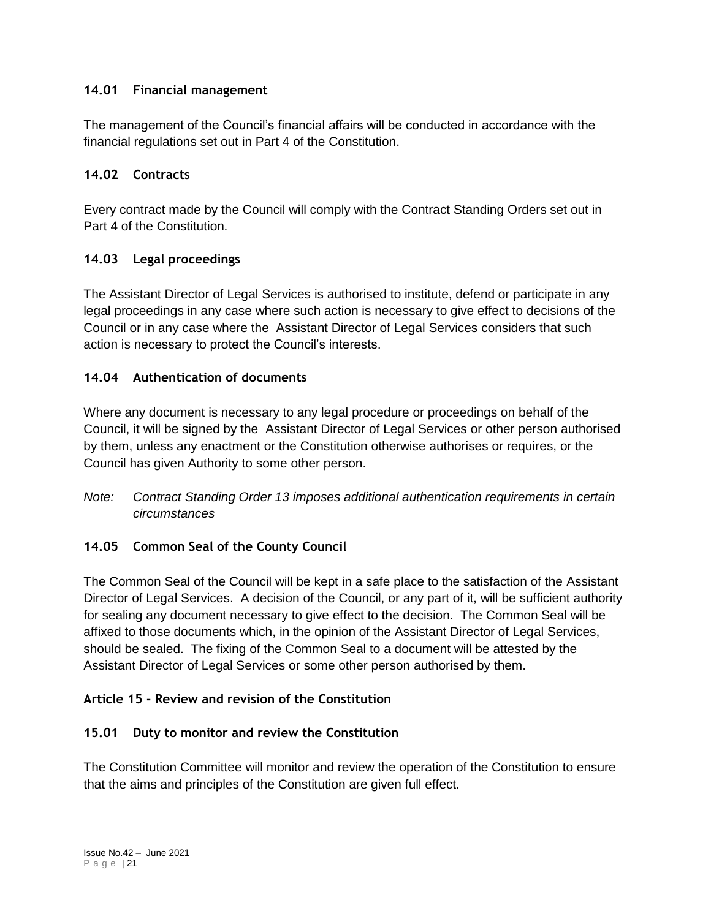### 14.01 Financial management

The management of the Council's financial affairs will be conducted in accordance with the financial regulations set out in Part 4 of the Constitution.

### 14.02 Contracts

Every contract made by the Council will comply with the Contract Standing Orders set out in Part 4 of the Constitution.

### 14.03 Legal proceedings

The Assistant Director of Legal Services is authorised to institute, defend or participate in any legal proceedings in any case where such action is necessary to give effect to decisions of the Council or in any case where the Assistant Director of Legal Services considers that such action is necessary to protect the Council's interests.

### 14.04 Authentication of documents

Where any document is necessary to any legal procedure or proceedings on behalf of the Council, it will be signed by the Assistant Director of Legal Services or other person authorised by them, unless any enactment or the Constitution otherwise authorises or requires, or the Council has given Authority to some other person.

*Note: Contract Standing Order 13 imposes additional authentication requirements in certain circumstances*

### 14.05 Common Seal of the County Council

The Common Seal of the Council will be kept in a safe place to the satisfaction of the Assistant Director of Legal Services. A decision of the Council, or any part of it, will be sufficient authority for sealing any document necessary to give effect to the decision. The Common Seal will be affixed to those documents which, in the opinion of the Assistant Director of Legal Services, should be sealed. The fixing of the Common Seal to a document will be attested by the Assistant Director of Legal Services or some other person authorised by them.

## Article 15 - Review and revision of the Constitution

### 15.01 Duty to monitor and review the Constitution

The Constitution Committee will monitor and review the operation of the Constitution to ensure that the aims and principles of the Constitution are given full effect.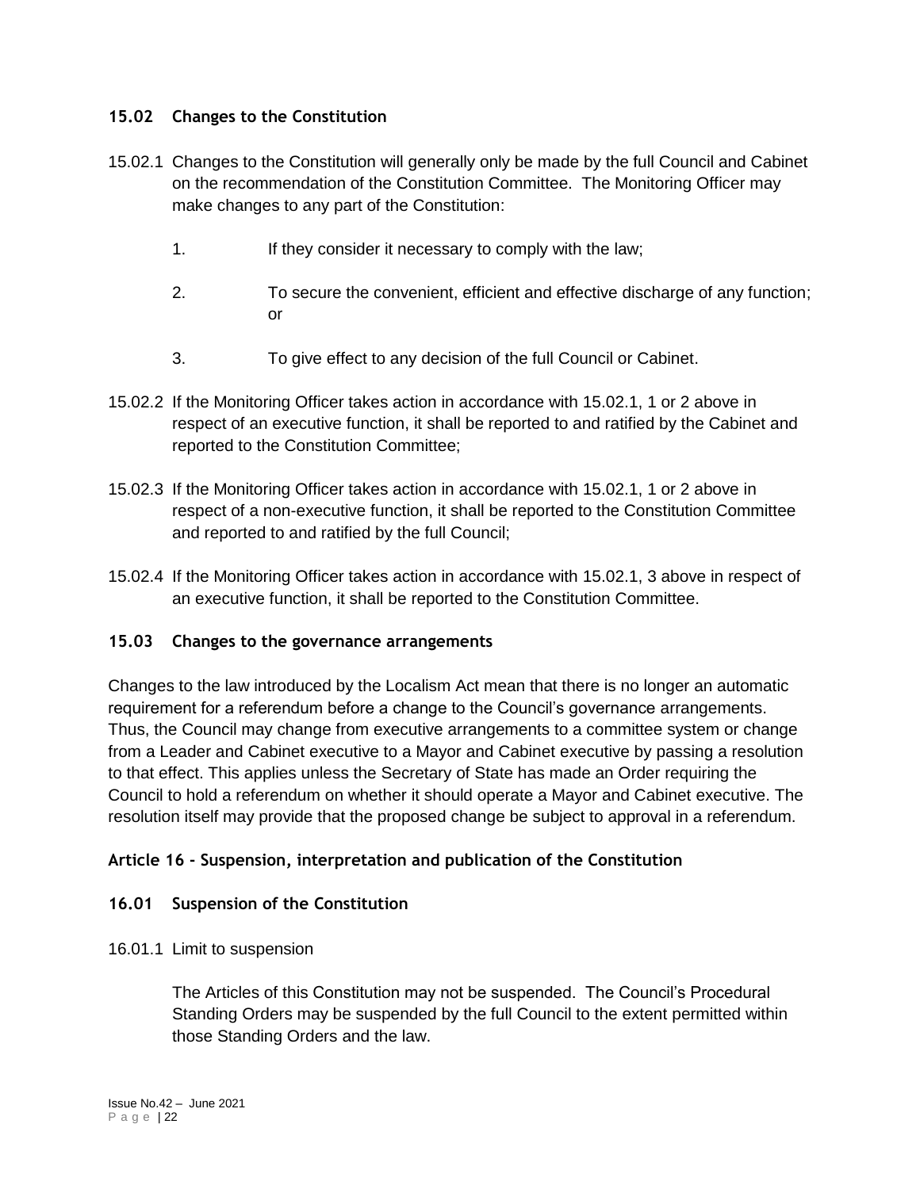### 15.02 Changes to the Constitution

15.02.1 Changes to the Constitution will generally only be made by the full Council and Cabinet on the recommendation of the Constitution Committee. The Monitoring Officer may make changes to any part of the Constitution:

1. If they consider it necessary to comply with the law;
2. To secure the convenient, efficient and effective discharge of any function; or
3. To give effect to any decision of the full Council or Cabinet.

15.02.2 If the Monitoring Officer takes action in accordance with 15.02.1, 1 or 2 above in respect of an executive function, it shall be reported to and ratified by the Cabinet and reported to the Constitution Committee;

15.02.3 If the Monitoring Officer takes action in accordance with 15.02.1, 1 or 2 above in respect of a non-executive function, it shall be reported to the Constitution Committee and reported to and ratified by the full Council;

15.02.4 If the Monitoring Officer takes action in accordance with 15.02.1, 3 above in respect of an executive function, it shall be reported to the Constitution Committee.

### 15.03 Changes to the governance arrangements

Changes to the law introduced by the Localism Act mean that there is no longer an automatic requirement for a referendum before a change to the Council's governance arrangements. Thus, the Council may change from executive arrangements to a committee system or change from a Leader and Cabinet executive to a Mayor and Cabinet executive by passing a resolution to that effect. This applies unless the Secretary of State has made an Order requiring the Council to hold a referendum on whether it should operate a Mayor and Cabinet executive. The resolution itself may provide that the proposed change be subject to approval in a referendum.

## Article 16 - Suspension, interpretation and publication of the Constitution

### 16.01 Suspension of the Constitution

16.01.1 Limit to suspension

The Articles of this Constitution may not be suspended. The Council's Procedural Standing Orders may be suspended by the full Council to the extent permitted within those Standing Orders and the law.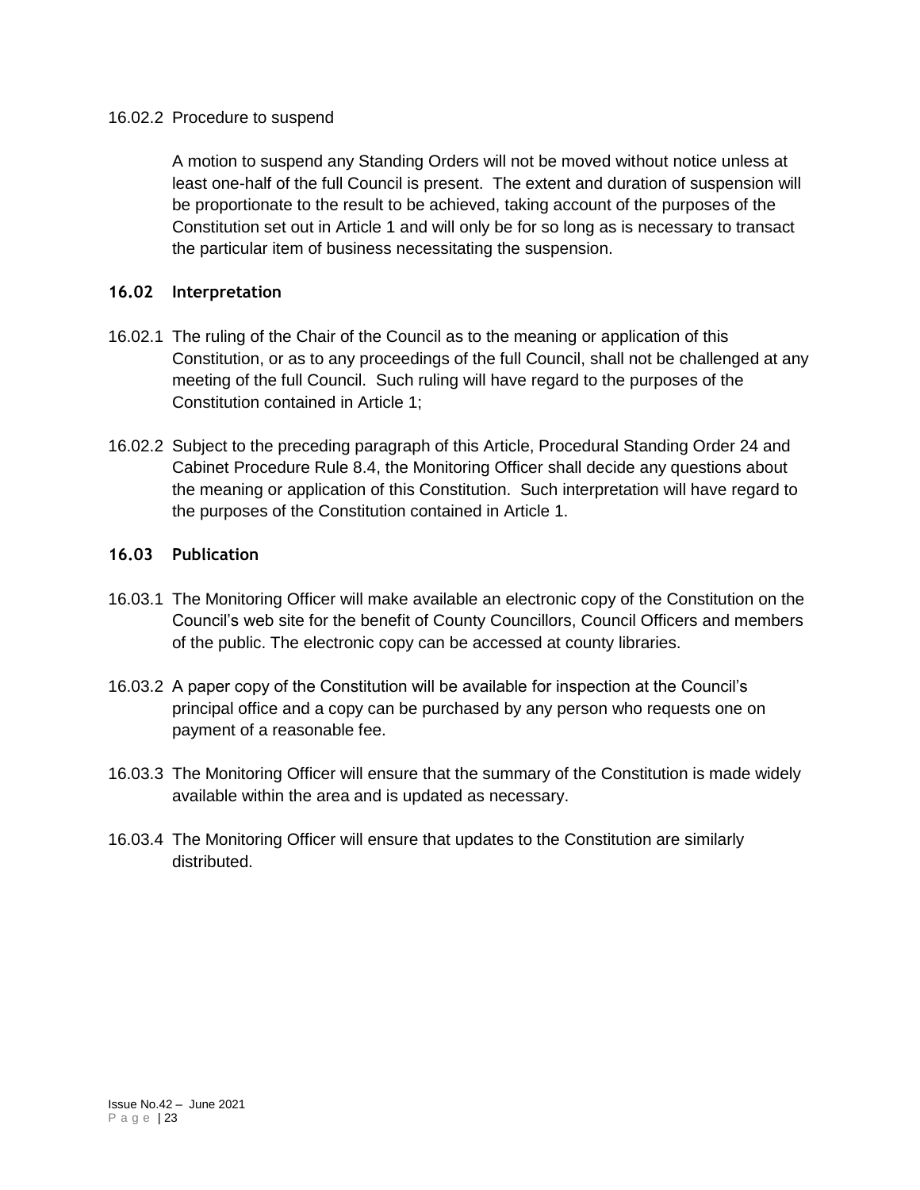16.02.2 Procedure to suspend

A motion to suspend any Standing Orders will not be moved without notice unless at least one-half of the full Council is present. The extent and duration of suspension will be proportionate to the result to be achieved, taking account of the purposes of the Constitution set out in Article 1 and will only be for so long as is necessary to transact the particular item of business necessitating the suspension.

### 16.02 Interpretation

16.02.1 The ruling of the Chair of the Council as to the meaning or application of this Constitution, or as to any proceedings of the full Council, shall not be challenged at any meeting of the full Council. Such ruling will have regard to the purposes of the Constitution contained in Article 1;

16.02.2 Subject to the preceding paragraph of this Article, Procedural Standing Order 24 and Cabinet Procedure Rule 8.4, the Monitoring Officer shall decide any questions about the meaning or application of this Constitution. Such interpretation will have regard to the purposes of the Constitution contained in Article 1.

### 16.03 Publication

16.03.1 The Monitoring Officer will make available an electronic copy of the Constitution on the Council's web site for the benefit of County Councillors, Council Officers and members of the public. The electronic copy can be accessed at county libraries.

16.03.2 A paper copy of the Constitution will be available for inspection at the Council's principal office and a copy can be purchased by any person who requests one on payment of a reasonable fee.

16.03.3 The Monitoring Officer will ensure that the summary of the Constitution is made widely available within the area and is updated as necessary.

16.03.4 The Monitoring Officer will ensure that updates to the Constitution are similarly distributed.